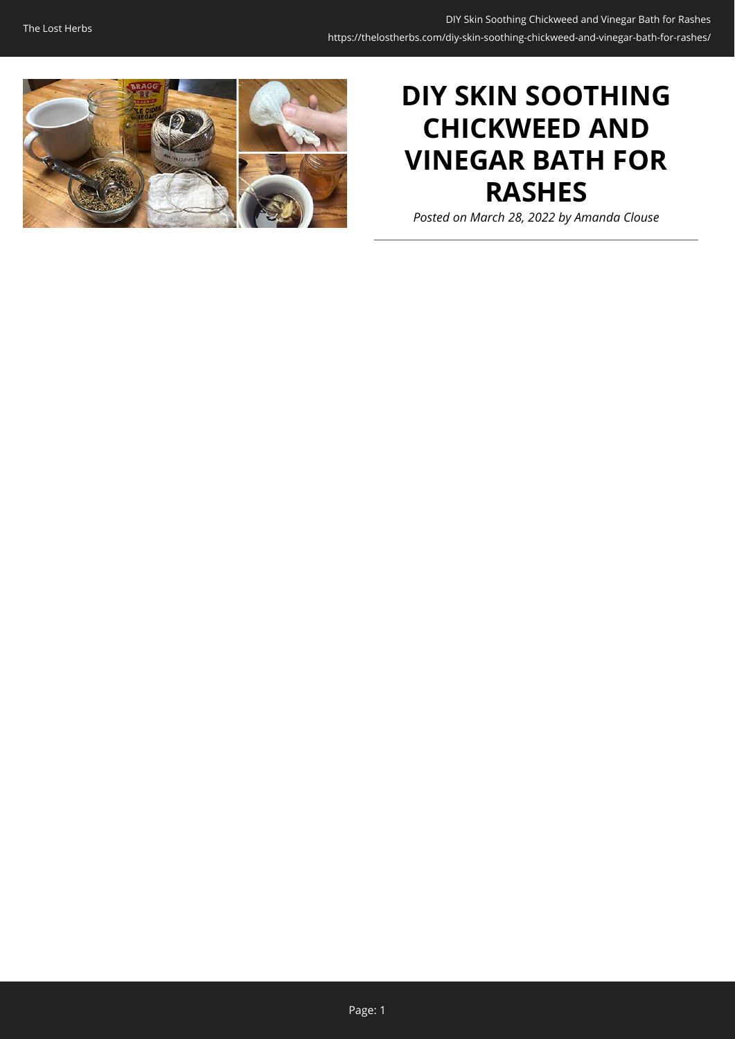# DIY SKIN SOOTHING CHICKWEED AND VINEGAR BATH FOR RASHES

*Posted on March 28, 2022 by Amanda Clouse*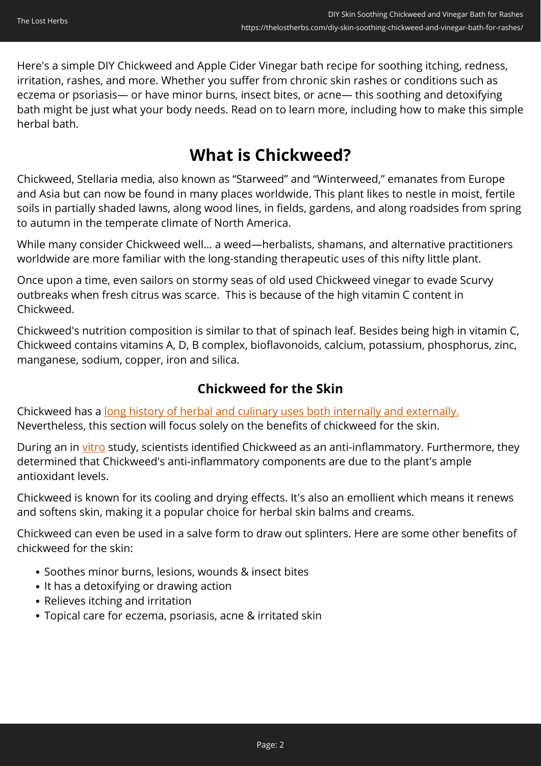Here's a simple DIY Chickweed and Apple Cider Vinegar bath recipe for soothing itching, redness, irritation, rashes, and more. Whether you suffer from chronic skin rashes or conditions such as eczema or psoriasis— or have minor burns, insect bites, or acne— this soothing and detoxifying bath might be just what your body needs. Read on to learn more, including how to make this simple herbal bath.

## What is Chickweed?

Chickweed, Stellaria media, also known as "Starweed" and "Winterweed," emanates from Europe and Asia but can now be found in many places worldwide. This plant likes to nestle in moist, fertile soils in partially shaded lawns, along wood lines, in fields, gardens, and along roadsides from spring to autumn in the temperate climate of North America.

While many consider Chickweed well… a weed—herbalists, shamans, and alternative practitioners worldwide are more familiar with the long-standing therapeutic uses of this nifty little plant.

Once upon a time, even sailors on stormy seas of old used Chickweed vinegar to evade Scurvy outbreaks when fresh citrus was scarce. This is because of the high vitamin C content in Chickweed.

Chickweed's nutrition composition is similar to that of spinach leaf. Besides being high in vitamin C, Chickweed contains vitamins A, D, B complex, bioflavonoids, calcium, potassium, phosphorus, zinc, manganese, sodium, copper, iron and silica.

### Chickweed for the Skin

Chickweed has a long history of herbal and culinary uses both internally and externally. Nevertheless, this section will focus solely on the benefits of chickweed for the skin.

During an in vitro study, scientists identified Chickweed as an anti-inflammatory. Furthermore, they determined that Chickweed's anti-inflammatory components are due to the plant's ample antioxidant levels.

Chickweed is known for its cooling and drying effects. It's also an emollient which means it renews and softens skin, making it a popular choice for herbal skin balms and creams.

Chickweed can even be used in a salve form to draw out splinters. Here are some other benefits of chickweed for the skin:

- Soothes minor burns, lesions, wounds & insect bites
- It has a detoxifying or drawing action
- Relieves itching and irritation
- Topical care for eczema, psoriasis, acne & irritated skin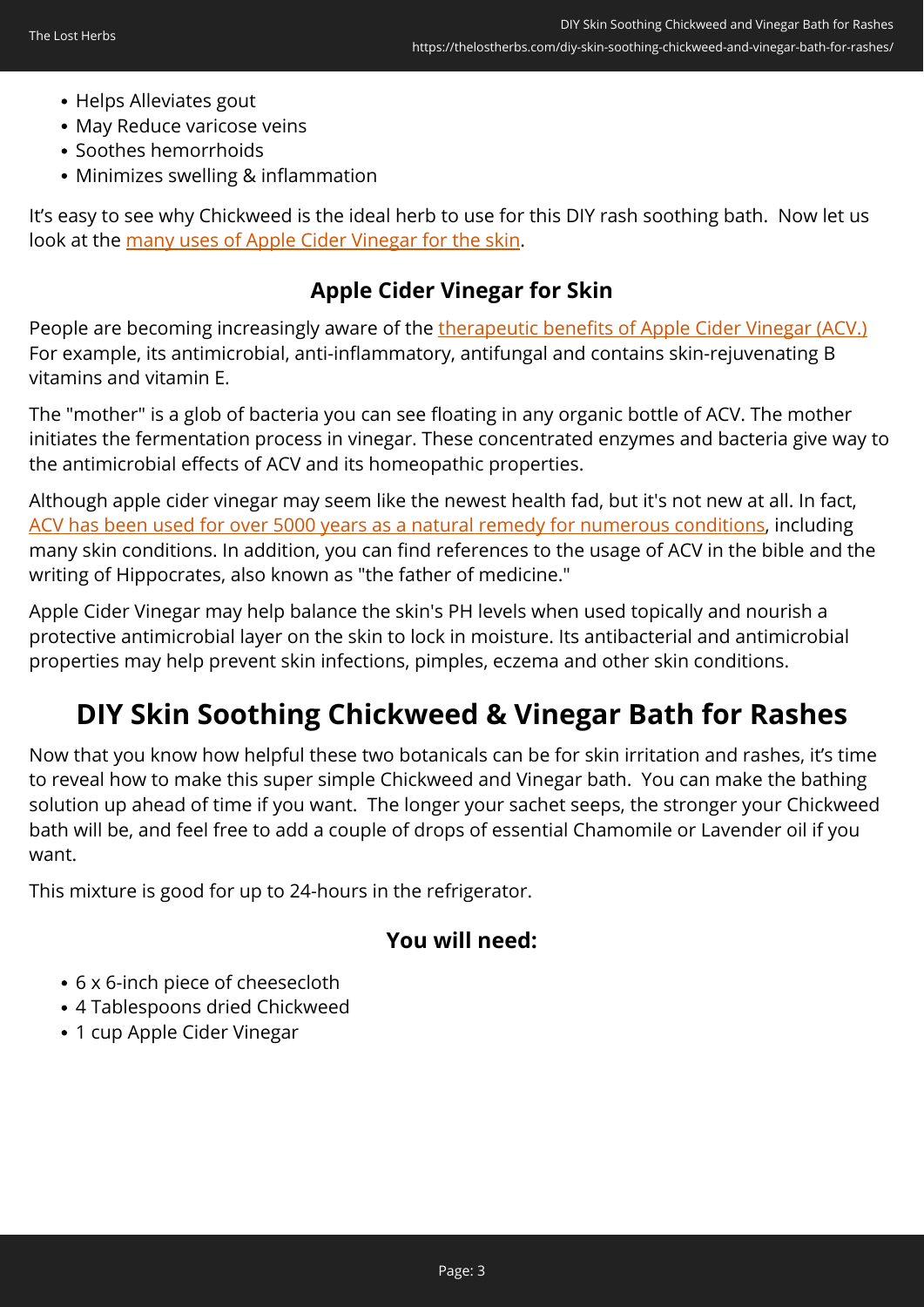- Helps Alleviates gout
- May Reduce varicose veins
- Soothes hemorrhoids
- Minimizes swelling & inflammation

It's easy to see why Chickweed is the ideal herb to use for this DIY rash soothing bath.  Now let us look at the many uses of Apple Cider Vinegar for the skin.

### Apple Cider Vinegar for Skin

People are becoming increasingly aware of the therapeutic benefits of Apple Cider Vinegar (ACV.) For example, its antimicrobial, anti-inflammatory, antifungal and contains skin-rejuvenating B vitamins and vitamin E.

The "mother" is a glob of bacteria you can see floating in any organic bottle of ACV. The mother initiates the fermentation process in vinegar. These concentrated enzymes and bacteria give way to the antimicrobial effects of ACV and its homeopathic properties.

Although apple cider vinegar may seem like the newest health fad, but it's not new at all. In fact, ACV has been used for over 5000 years as a natural remedy for numerous conditions, including many skin conditions. In addition, you can find references to the usage of ACV in the bible and the writing of Hippocrates, also known as "the father of medicine."

Apple Cider Vinegar may help balance the skin's PH levels when used topically and nourish a protective antimicrobial layer on the skin to lock in moisture. Its antibacterial and antimicrobial properties may help prevent skin infections, pimples, eczema and other skin conditions.

## DIY Skin Soothing Chickweed & Vinegar Bath for Rashes

Now that you know how helpful these two botanicals can be for skin irritation and rashes, it's time to reveal how to make this super simple Chickweed and Vinegar bath.  You can make the bathing solution up ahead of time if you want.  The longer your sachet seeps, the stronger your Chickweed bath will be, and feel free to add a couple of drops of essential Chamomile or Lavender oil if you want.

This mixture is good for up to 24-hours in the refrigerator.

### You will need:

- 6 x 6-inch piece of cheesecloth
- 4 Tablespoons dried Chickweed
- 1 cup Apple Cider Vinegar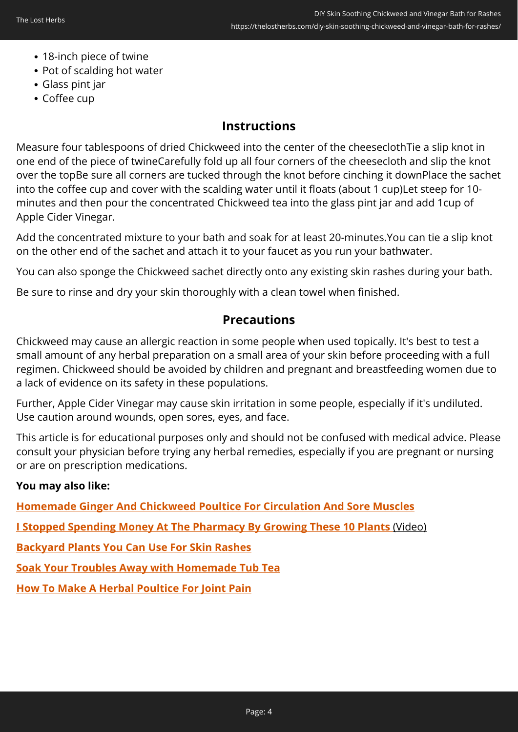- 18-inch piece of twine
- Pot of scalding hot water
- Glass pint jar
- Coffee cup

## Instructions

Measure four tablespoons of dried Chickweed into the center of the cheeseclothTie a slip knot in one end of the piece of twineCarefully fold up all four corners of the cheesecloth and slip the knot over the topBe sure all corners are tucked through the knot before cinching it downPlace the sachet into the coffee cup and cover with the scalding water until it floats (about 1 cup)Let steep for 10-minutes and then pour the concentrated Chickweed tea into the glass pint jar and add 1cup of Apple Cider Vinegar.

Add the concentrated mixture to your bath and soak for at least 20-minutes.You can tie a slip knot on the other end of the sachet and attach it to your faucet as you run your bathwater.

You can also sponge the Chickweed sachet directly onto any existing skin rashes during your bath.

Be sure to rinse and dry your skin thoroughly with a clean towel when finished.

## Precautions

Chickweed may cause an allergic reaction in some people when used topically. It's best to test a small amount of any herbal preparation on a small area of your skin before proceeding with a full regimen. Chickweed should be avoided by children and pregnant and breastfeeding women due to a lack of evidence on its safety in these populations.

Further, Apple Cider Vinegar may cause skin irritation in some people, especially if it's undiluted. Use caution around wounds, open sores, eyes, and face.

This article is for educational purposes only and should not be confused with medical advice. Please consult your physician before trying any herbal remedies, especially if you are pregnant or nursing or are on prescription medications.

**You may also like:**

**Homemade Ginger And Chickweed Poultice For Circulation And Sore Muscles**

**I Stopped Spending Money At The Pharmacy By Growing These 10 Plants** (Video)

**Backyard Plants You Can Use For Skin Rashes**

**Soak Your Troubles Away with Homemade Tub Tea**

**How To Make A Herbal Poultice For Joint Pain**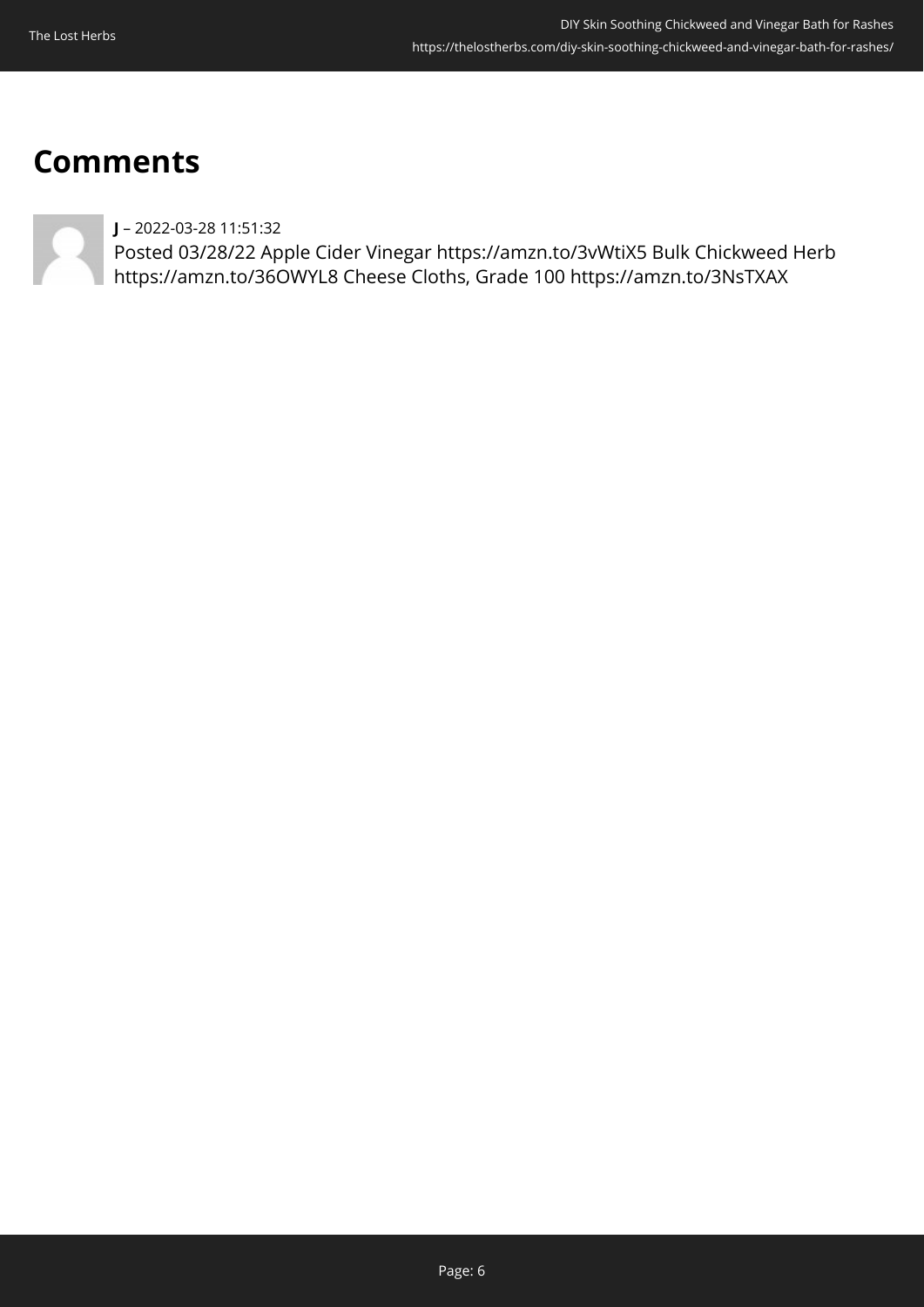## Comments

**J** – 2022-03-28 11:51:32
Posted 03/28/22 Apple Cider Vinegar https://amzn.to/3vWtiX5 Bulk Chickweed Herb https://amzn.to/36OWYL8 Cheese Cloths, Grade 100 https://amzn.to/3NsTXAX